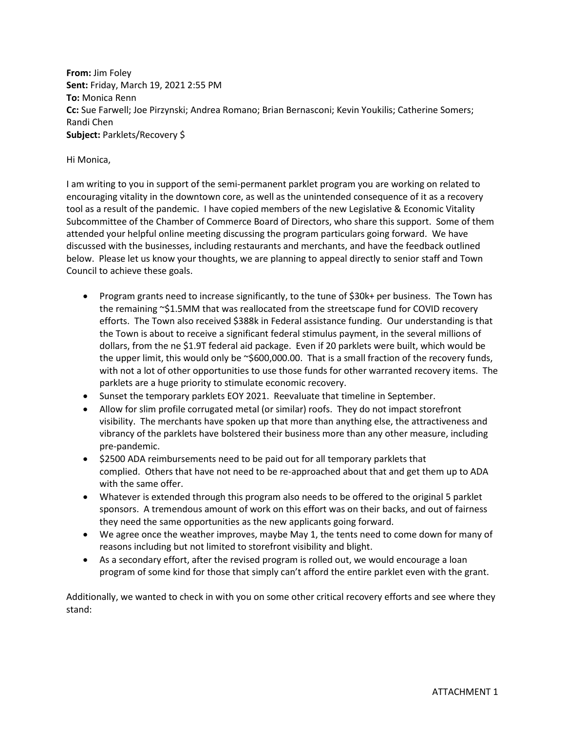**From:** Jim Foley
**Sent:** Friday, March 19, 2021 2:55 PM
**To:** Monica Renn
**Cc:** Sue Farwell; Joe Pirzynski; Andrea Romano; Brian Bernasconi; Kevin Youkilis; Catherine Somers; Randi Chen
**Subject:** Parklets/Recovery $

Hi Monica,

I am writing to you in support of the semi-permanent parklet program you are working on related to encouraging vitality in the downtown core, as well as the unintended consequence of it as a recovery tool as a result of the pandemic. I have copied members of the new Legislative & Economic Vitality Subcommittee of the Chamber of Commerce Board of Directors, who share this support. Some of them attended your helpful online meeting discussing the program particulars going forward. We have discussed with the businesses, including restaurants and merchants, and have the feedback outlined below. Please let us know your thoughts, we are planning to appeal directly to senior staff and Town Council to achieve these goals.

- Program grants need to increase significantly, to the tune of $30k+ per business. The Town has the remaining ~$1.5MM that was reallocated from the streetscape fund for COVID recovery efforts. The Town also received $388k in Federal assistance funding. Our understanding is that the Town is about to receive a significant federal stimulus payment, in the several millions of dollars, from the ne $1.9T federal aid package. Even if 20 parklets were built, which would be the upper limit, this would only be ~$600,000.00. That is a small fraction of the recovery funds, with not a lot of other opportunities to use those funds for other warranted recovery items. The parklets are a huge priority to stimulate economic recovery.
- Sunset the temporary parklets EOY 2021. Reevaluate that timeline in September.
- Allow for slim profile corrugated metal (or similar) roofs. They do not impact storefront visibility. The merchants have spoken up that more than anything else, the attractiveness and vibrancy of the parklets have bolstered their business more than any other measure, including pre-pandemic.
- $2500 ADA reimbursements need to be paid out for all temporary parklets that complied. Others that have not need to be re-approached about that and get them up to ADA with the same offer.
- Whatever is extended through this program also needs to be offered to the original 5 parklet sponsors. A tremendous amount of work on this effort was on their backs, and out of fairness they need the same opportunities as the new applicants going forward.
- We agree once the weather improves, maybe May 1, the tents need to come down for many of reasons including but not limited to storefront visibility and blight.
- As a secondary effort, after the revised program is rolled out, we would encourage a loan program of some kind for those that simply can't afford the entire parklet even with the grant.

Additionally, we wanted to check in with you on some other critical recovery efforts and see where they stand:

ATTACHMENT 1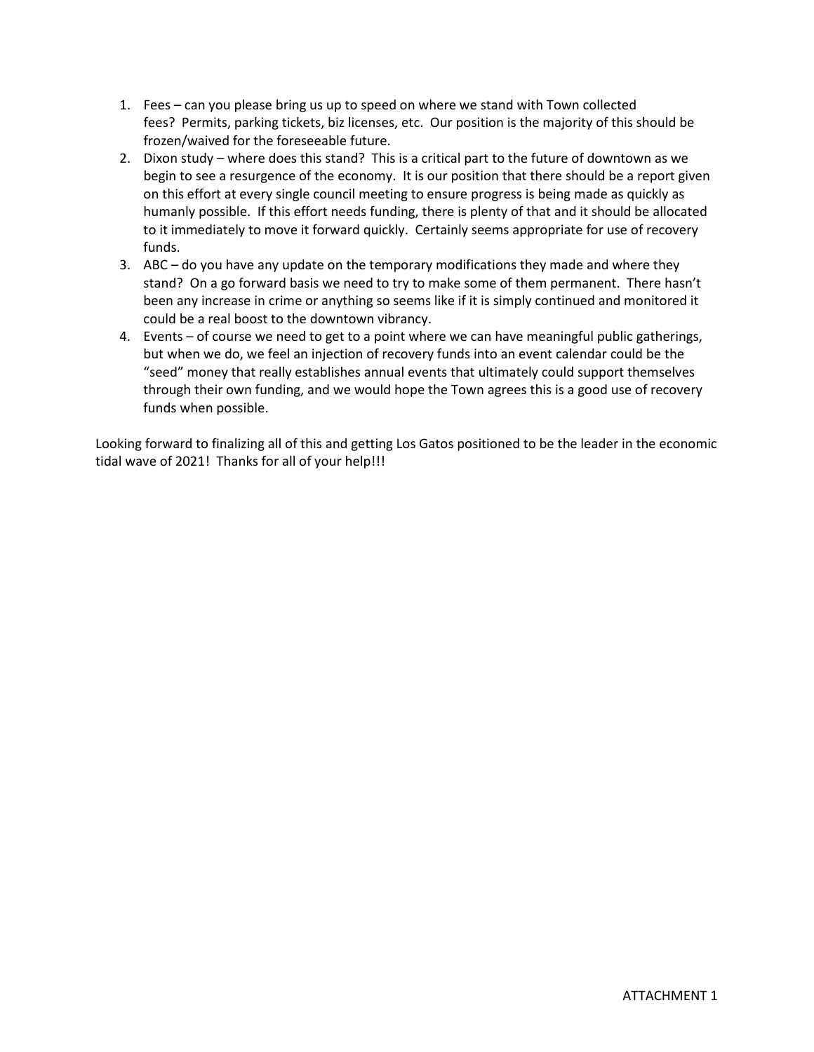1. Fees – can you please bring us up to speed on where we stand with Town collected fees? Permits, parking tickets, biz licenses, etc. Our position is the majority of this should be frozen/waived for the foreseeable future.
2. Dixon study – where does this stand? This is a critical part to the future of downtown as we begin to see a resurgence of the economy. It is our position that there should be a report given on this effort at every single council meeting to ensure progress is being made as quickly as humanly possible. If this effort needs funding, there is plenty of that and it should be allocated to it immediately to move it forward quickly. Certainly seems appropriate for use of recovery funds.
3. ABC – do you have any update on the temporary modifications they made and where they stand? On a go forward basis we need to try to make some of them permanent. There hasn't been any increase in crime or anything so seems like if it is simply continued and monitored it could be a real boost to the downtown vibrancy.
4. Events – of course we need to get to a point where we can have meaningful public gatherings, but when we do, we feel an injection of recovery funds into an event calendar could be the "seed" money that really establishes annual events that ultimately could support themselves through their own funding, and we would hope the Town agrees this is a good use of recovery funds when possible.

Looking forward to finalizing all of this and getting Los Gatos positioned to be the leader in the economic tidal wave of 2021! Thanks for all of your help!!!

ATTACHMENT 1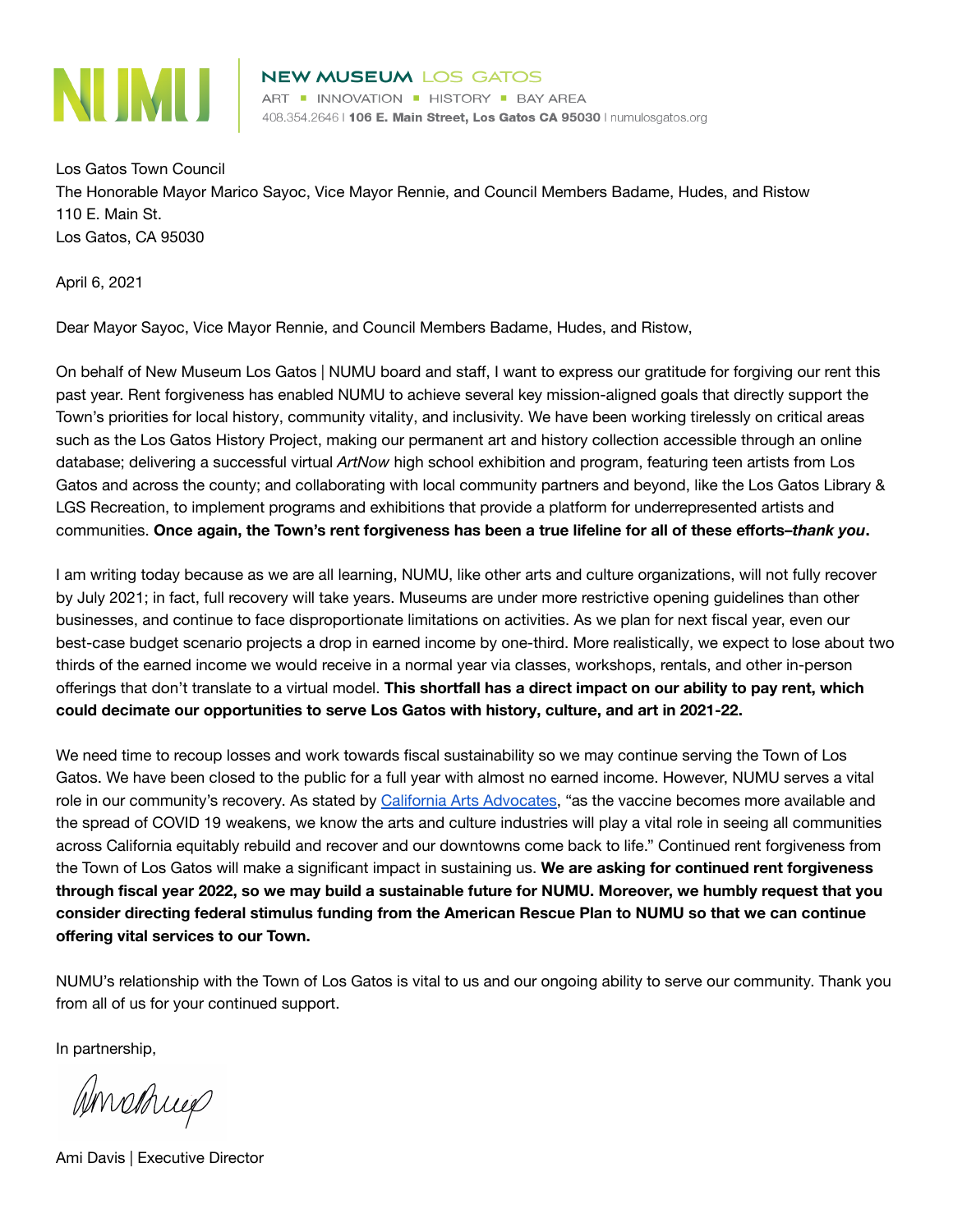NUMU

**NEW MUSEUM** LOS GATOS

ART ■ INNOVATION ■ HISTORY ■ BAY AREA

408.354.2646 | **106 E. Main Street, Los Gatos CA 95030** | numulosgatos.org

Los Gatos Town Council
The Honorable Mayor Marico Sayoc, Vice Mayor Rennie, and Council Members Badame, Hudes, and Ristow
110 E. Main St.
Los Gatos, CA 95030

April 6, 2021

Dear Mayor Sayoc, Vice Mayor Rennie, and Council Members Badame, Hudes, and Ristow,

On behalf of New Museum Los Gatos | NUMU board and staff, I want to express our gratitude for forgiving our rent this past year. Rent forgiveness has enabled NUMU to achieve several key mission-aligned goals that directly support the Town's priorities for local history, community vitality, and inclusivity. We have been working tirelessly on critical areas such as the Los Gatos History Project, making our permanent art and history collection accessible through an online database; delivering a successful virtual *ArtNow* high school exhibition and program, featuring teen artists from Los Gatos and across the county; and collaborating with local community partners and beyond, like the Los Gatos Library & LGS Recreation, to implement programs and exhibitions that provide a platform for underrepresented artists and communities. **Once again, the Town's rent forgiveness has been a true lifeline for all of these efforts–*thank you*.**

I am writing today because as we are all learning, NUMU, like other arts and culture organizations, will not fully recover by July 2021; in fact, full recovery will take years. Museums are under more restrictive opening guidelines than other businesses, and continue to face disproportionate limitations on activities. As we plan for next fiscal year, even our best-case budget scenario projects a drop in earned income by one-third. More realistically, we expect to lose about two thirds of the earned income we would receive in a normal year via classes, workshops, rentals, and other in-person offerings that don't translate to a virtual model. **This shortfall has a direct impact on our ability to pay rent, which could decimate our opportunities to serve Los Gatos with history, culture, and art in 2021-22.**

We need time to recoup losses and work towards fiscal sustainability so we may continue serving the Town of Los Gatos. We have been closed to the public for a full year with almost no earned income. However, NUMU serves a vital role in our community's recovery. As stated by California Arts Advocates, "as the vaccine becomes more available and the spread of COVID 19 weakens, we know the arts and culture industries will play a vital role in seeing all communities across California equitably rebuild and recover and our downtowns come back to life." Continued rent forgiveness from the Town of Los Gatos will make a significant impact in sustaining us. **We are asking for continued rent forgiveness through fiscal year 2022, so we may build a sustainable future for NUMU. Moreover, we humbly request that you consider directing federal stimulus funding from the American Rescue Plan to NUMU so that we can continue offering vital services to our Town.**

NUMU's relationship with the Town of Los Gatos is vital to us and our ongoing ability to serve our community. Thank you from all of us for your continued support.

In partnership,

Ami Davis | Executive Director